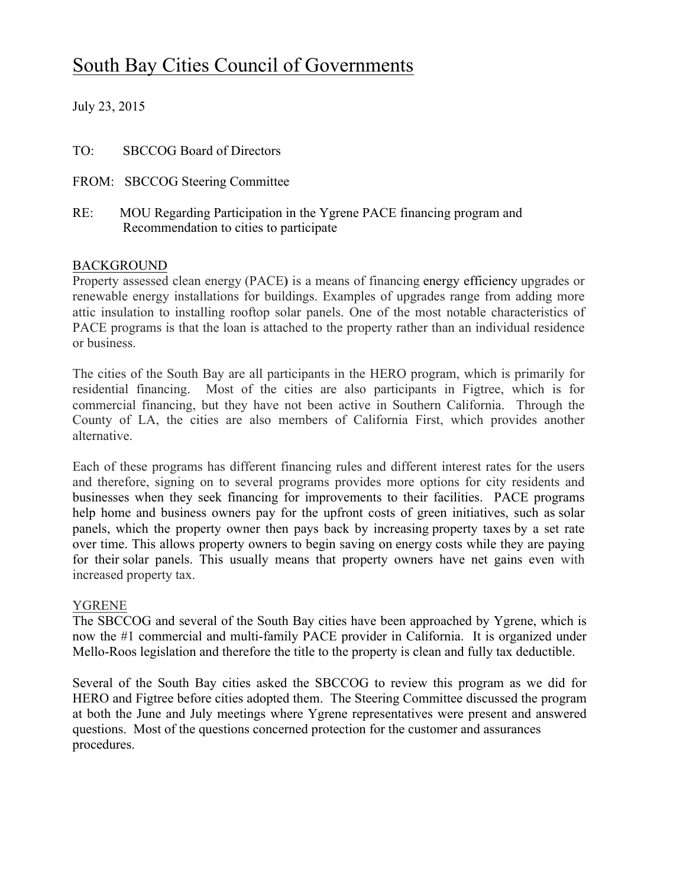# South Bay Cities Council of Governments

July 23, 2015

TO: SBCCOG Board of Directors

FROM: SBCCOG Steering Committee

RE: MOU Regarding Participation in the Ygrene PACE financing program and Recommendation to cities to participate

## BACKGROUND

Property assessed clean energy (PACE) is a means of financing energy efficiency upgrades or renewable energy installations for buildings. Examples of upgrades range from adding more attic insulation to installing rooftop solar panels. One of the most notable characteristics of PACE programs is that the loan is attached to the property rather than an individual residence or business.

The cities of the South Bay are all participants in the HERO program, which is primarily for residential financing. Most of the cities are also participants in Figtree, which is for commercial financing, but they have not been active in Southern California. Through the County of LA, the cities are also members of California First, which provides another alternative.

Each of these programs has different financing rules and different interest rates for the users and therefore, signing on to several programs provides more options for city residents and businesses when they seek financing for improvements to their facilities. PACE programs help home and business owners pay for the upfront costs of green initiatives, such as solar panels, which the property owner then pays back by increasing property taxes by a set rate over time. This allows property owners to begin saving on energy costs while they are paying for their solar panels. This usually means that property owners have net gains even with increased property tax.

## YGRENE

The SBCCOG and several of the South Bay cities have been approached by Ygrene, which is now the #1 commercial and multi-family PACE provider in California. It is organized under Mello-Roos legislation and therefore the title to the property is clean and fully tax deductible.

Several of the South Bay cities asked the SBCCOG to review this program as we did for HERO and Figtree before cities adopted them. The Steering Committee discussed the program at both the June and July meetings where Ygrene representatives were present and answered questions. Most of the questions concerned protection for the customer and assurances procedures.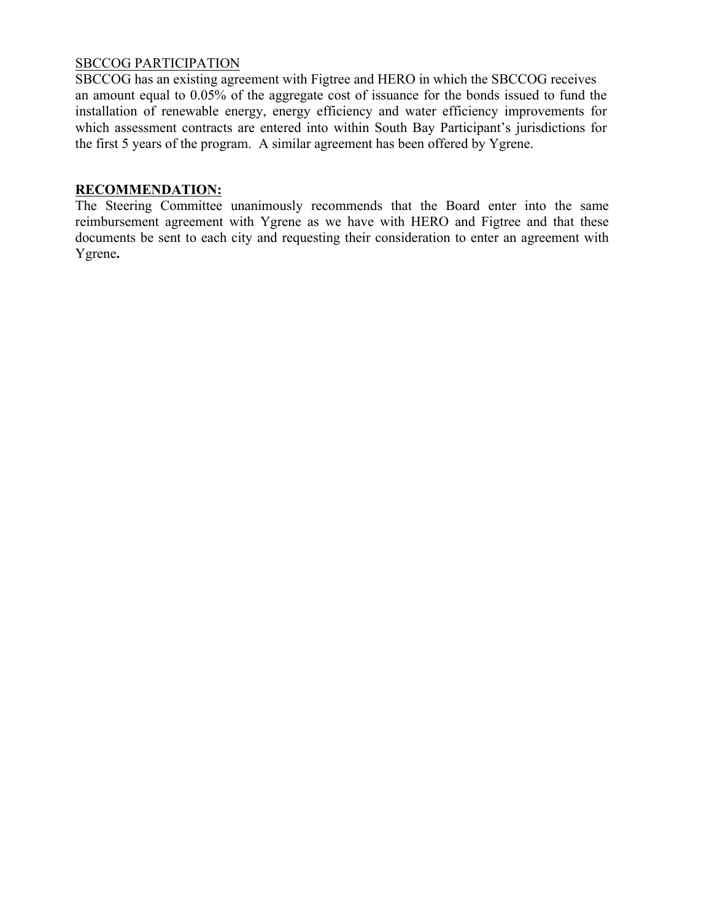SBCCOG PARTICIPATION

SBCCOG has an existing agreement with Figtree and HERO in which the SBCCOG receives an amount equal to 0.05% of the aggregate cost of issuance for the bonds issued to fund the installation of renewable energy, energy efficiency and water efficiency improvements for which assessment contracts are entered into within South Bay Participant's jurisdictions for the first 5 years of the program. A similar agreement has been offered by Ygrene.

**RECOMMENDATION:**

The Steering Committee unanimously recommends that the Board enter into the same reimbursement agreement with Ygrene as we have with HERO and Figtree and that these documents be sent to each city and requesting their consideration to enter an agreement with Ygrene**.**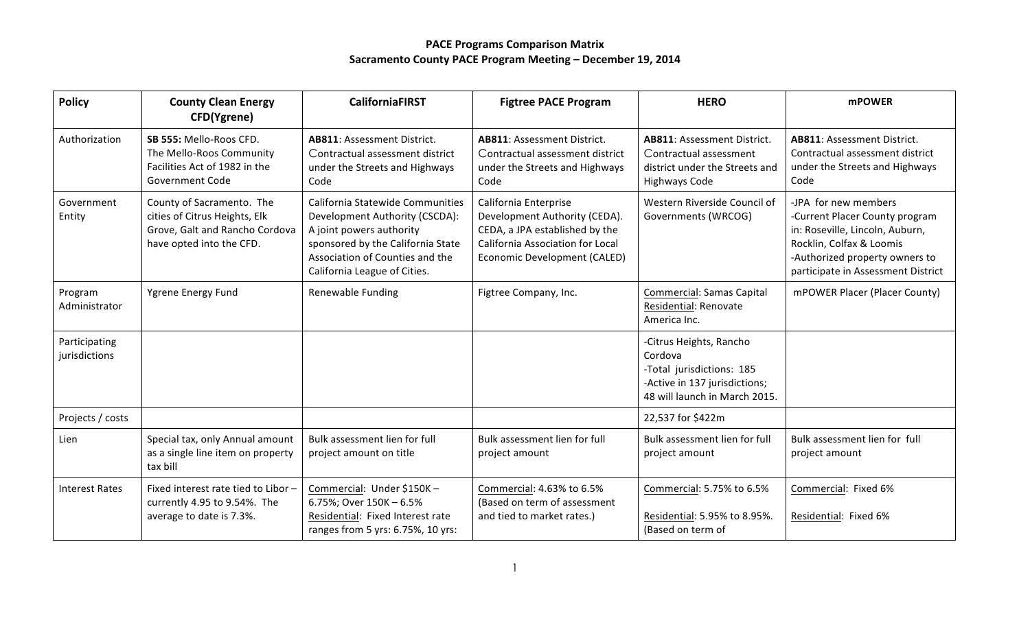# PACE Programs Comparison Matrix

## Sacramento County PACE Program Meeting – December 19, 2014

| Policy | County Clean Energy CFD(Ygrene) | CaliforniaFIRST | Figtree PACE Program | HERO | mPOWER |
|---|---|---|---|---|---|
| Authorization | **SB 555:** Mello-Roos CFD. The Mello-Roos Community Facilities Act of 1982 in the Government Code | **AB811**: Assessment District. Contractual assessment district under the Streets and Highways Code | **AB811**: Assessment District. Contractual assessment district under the Streets and Highways Code | **AB811**: Assessment District. Contractual assessment district under the Streets and Highways Code | **AB811**: Assessment District. Contractual assessment district under the Streets and Highways Code |
| Government Entity | County of Sacramento. The cities of Citrus Heights, Elk Grove, Galt and Rancho Cordova have opted into the CFD. | California Statewide Communities Development Authority (CSCDA): A joint powers authority sponsored by the California State Association of Counties and the California League of Cities. | California Enterprise Development Authority (CEDA). CEDA, a JPA established by the California Association for Local Economic Development (CALED) | Western Riverside Council of Governments (WRCOG) | -JPA for new members<br>-Current Placer County program in: Roseville, Lincoln, Auburn, Rocklin, Colfax & Loomis<br>-Authorized property owners to participate in Assessment District |
| Program Administrator | Ygrene Energy Fund | Renewable Funding | Figtree Company, Inc. | Commercial: Samas Capital<br>Residential: Renovate America Inc. | mPOWER Placer (Placer County) |
| Participating jurisdictions | | | | -Citrus Heights, Rancho Cordova<br>-Total jurisdictions: 185<br>-Active in 137 jurisdictions; 48 will launch in March 2015. | |
| Projects / costs | | | | 22,537 for $422m | |
| Lien | Special tax, only Annual amount as a single line item on property tax bill | Bulk assessment lien for full project amount on title | Bulk assessment lien for full project amount | Bulk assessment lien for full project amount | Bulk assessment lien for full project amount |
| Interest Rates | Fixed interest rate tied to Libor – currently 4.95 to 9.54%. The average to date is 7.3%. | Commercial: Under $150K – 6.75%; Over 150K – 6.5%<br>Residential: Fixed Interest rate ranges from 5 yrs: 6.75%, 10 yrs: | Commercial: 4.63% to 6.5% (Based on term of assessment and tied to market rates.) | Commercial: 5.75% to 6.5%<br><br>Residential: 5.95% to 8.95%. (Based on term of | Commercial: Fixed 6%<br><br>Residential: Fixed 6% |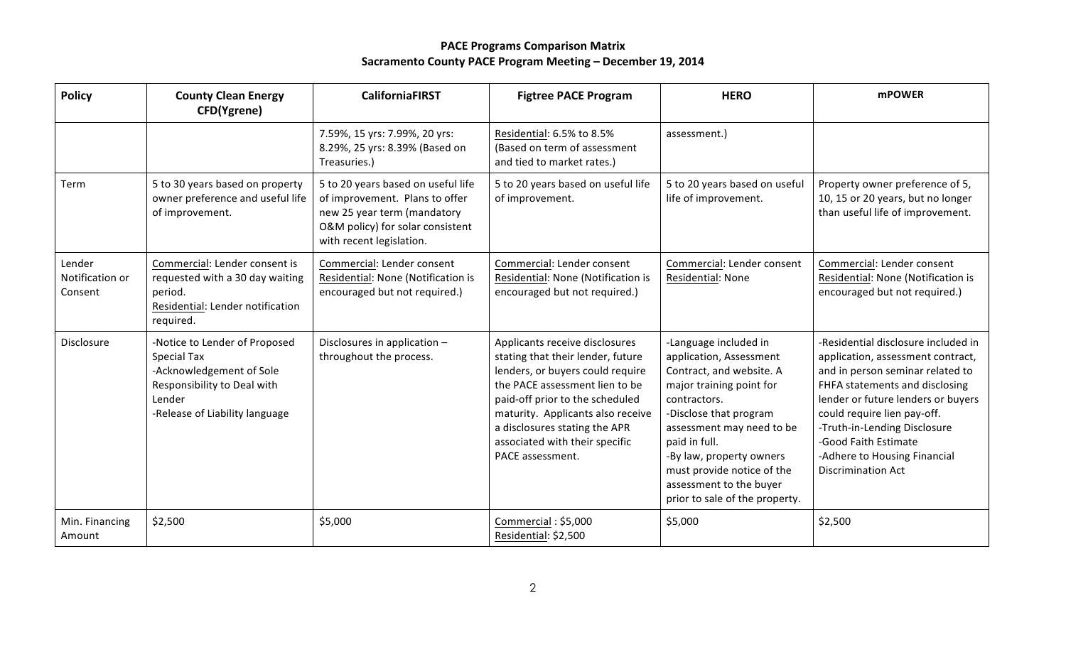**PACE Programs Comparison Matrix**
**Sacramento County PACE Program Meeting – December 19, 2014**

| Policy | County Clean Energy CFD(Ygrene) | CaliforniaFIRST | Figtree PACE Program | HERO | mPOWER |
|---|---|---|---|---|---|
| | | 7.59%, 15 yrs: 7.99%, 20 yrs: 8.29%, 25 yrs: 8.39% (Based on Treasuries.) | Residential: 6.5% to 8.5% (Based on term of assessment and tied to market rates.) | assessment.) | |
| Term | 5 to 30 years based on property owner preference and useful life of improvement. | 5 to 20 years based on useful life of improvement. Plans to offer new 25 year term (mandatory O&M policy) for solar consistent with recent legislation. | 5 to 20 years based on useful life of improvement. | 5 to 20 years based on useful life of improvement. | Property owner preference of 5, 10, 15 or 20 years, but no longer than useful life of improvement. |
| Lender Notification or Consent | Commercial: Lender consent is requested with a 30 day waiting period.<br>Residential: Lender notification required. | Commercial: Lender consent<br>Residential: None (Notification is encouraged but not required.) | Commercial: Lender consent<br>Residential: None (Notification is encouraged but not required.) | Commercial: Lender consent<br>Residential: None | Commercial: Lender consent<br>Residential: None (Notification is encouraged but not required.) |
| Disclosure | -Notice to Lender of Proposed Special Tax<br>-Acknowledgement of Sole Responsibility to Deal with Lender<br>-Release of Liability language | Disclosures in application – throughout the process. | Applicants receive disclosures stating that their lender, future lenders, or buyers could require the PACE assessment lien to be paid-off prior to the scheduled maturity. Applicants also receive a disclosures stating the APR associated with their specific PACE assessment. | -Language included in application, Assessment Contract, and website. A major training point for contractors.<br>-Disclose that program assessment may need to be paid in full.<br>-By law, property owners must provide notice of the assessment to the buyer prior to sale of the property. | -Residential disclosure included in application, assessment contract, and in person seminar related to FHFA statements and disclosing lender or future lenders or buyers could require lien pay-off.<br>-Truth-in-Lending Disclosure<br>-Good Faith Estimate<br>-Adhere to Housing Financial Discrimination Act |
| Min. Financing Amount | $2,500 | $5,000 | Commercial : $5,000<br>Residential: $2,500 | $5,000 | $2,500 |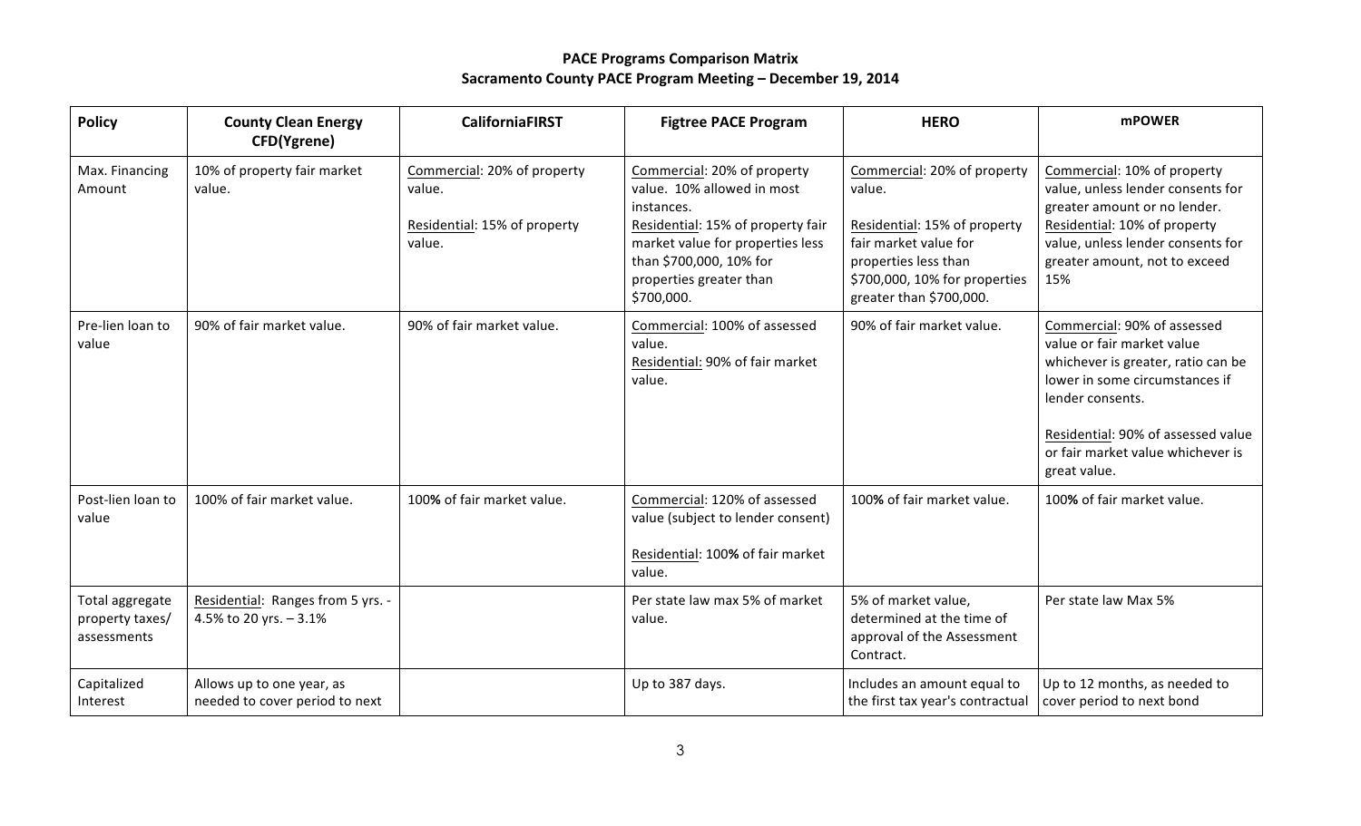**PACE Programs Comparison Matrix**
**Sacramento County PACE Program Meeting – December 19, 2014**

| Policy | County Clean Energy CFD(Ygrene) | CaliforniaFIRST | Figtree PACE Program | HERO | mPOWER |
|---|---|---|---|---|---|
| Max. Financing Amount | 10% of property fair market value. | Commercial: 20% of property value.<br><br>Residential: 15% of property value. | Commercial: 20% of property value. 10% allowed in most instances.<br>Residential: 15% of property fair market value for properties less than $700,000, 10% for properties greater than $700,000. | Commercial: 20% of property value.<br><br>Residential: 15% of property fair market value for properties less than $700,000, 10% for properties greater than $700,000. | Commercial: 10% of property value, unless lender consents for greater amount or no lender.<br>Residential: 10% of property value, unless lender consents for greater amount, not to exceed 15% |
| Pre-lien loan to value | 90% of fair market value. | 90% of fair market value. | Commercial: 100% of assessed value.<br>Residential: 90% of fair market value. | 90% of fair market value. | Commercial: 90% of assessed value or fair market value whichever is greater, ratio can be lower in some circumstances if lender consents.<br><br>Residential: 90% of assessed value or fair market value whichever is great value. |
| Post-lien loan to value | 100% of fair market value. | 100% of fair market value. | Commercial: 120% of assessed value (subject to lender consent)<br><br>Residential: 100% of fair market value. | 100% of fair market value. | 100% of fair market value. |
| Total aggregate property taxes/ assessments | Residential: Ranges from 5 yrs. - 4.5% to 20 yrs. – 3.1% | | Per state law max 5% of market value. | 5% of market value, determined at the time of approval of the Assessment Contract. | Per state law Max 5% |
| Capitalized Interest | Allows up to one year, as needed to cover period to next | | Up to 387 days. | Includes an amount equal to the first tax year's contractual | Up to 12 months, as needed to cover period to next bond |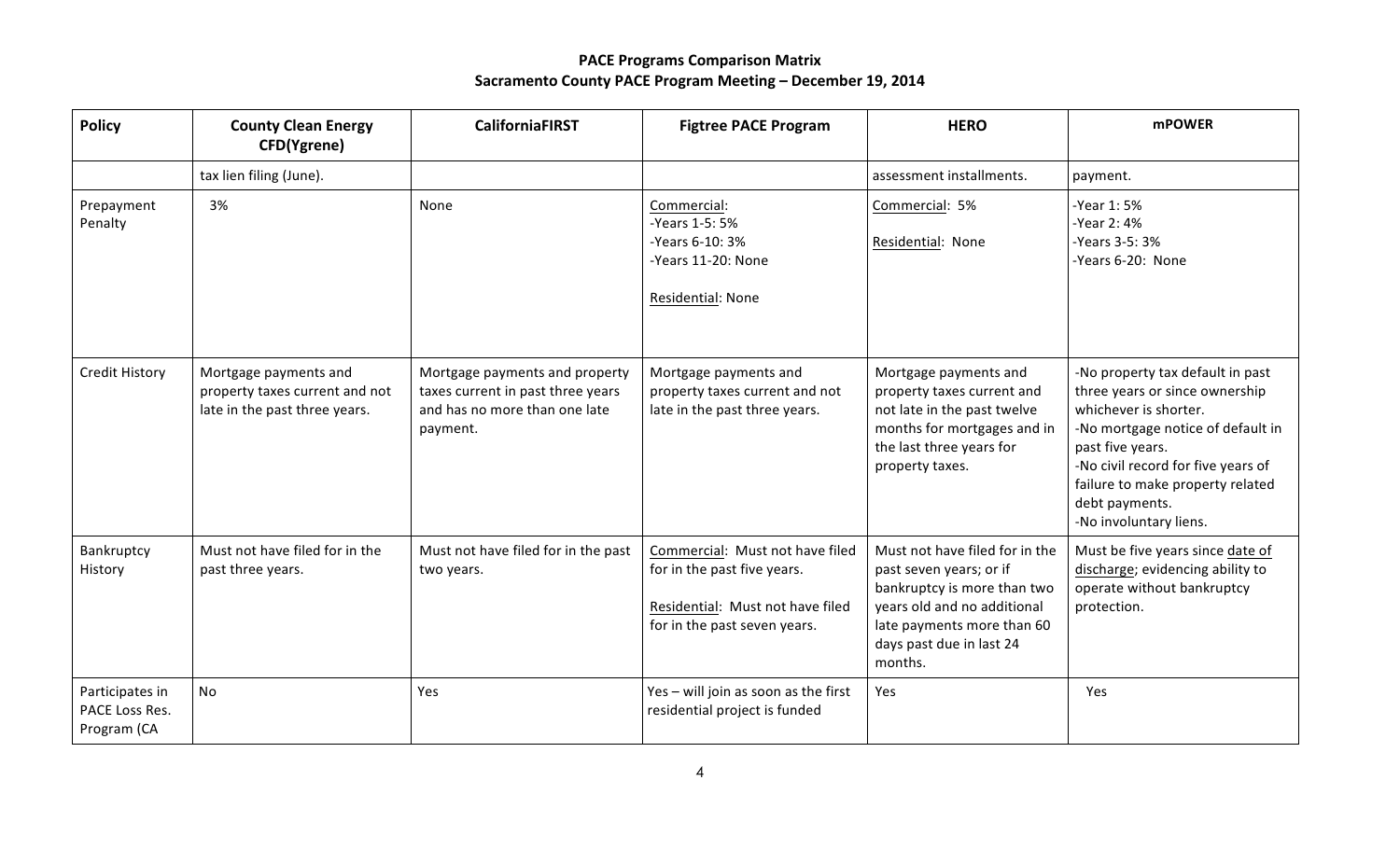# PACE Programs Comparison Matrix
## Sacramento County PACE Program Meeting – December 19, 2014

| Policy | County Clean Energy CFD(Ygrene) | CaliforniaFIRST | Figtree PACE Program | HERO | mPOWER |
|---|---|---|---|---|---|
| | tax lien filing (June). | | | assessment installments. | payment. |
| Prepayment Penalty | 3% | None | Commercial:<br>-Years 1-5: 5%<br>-Years 6-10: 3%<br>-Years 11-20: None<br><br>Residential: None | Commercial: 5%<br><br>Residential: None | -Year 1: 5%<br>-Year 2: 4%<br>-Years 3-5: 3%<br>-Years 6-20: None |
| Credit History | Mortgage payments and property taxes current and not late in the past three years. | Mortgage payments and property taxes current in past three years and has no more than one late payment. | Mortgage payments and property taxes current and not late in the past three years. | Mortgage payments and property taxes current and not late in the past twelve months for mortgages and in the last three years for property taxes. | -No property tax default in past three years or since ownership whichever is shorter.<br>-No mortgage notice of default in past five years.<br>-No civil record for five years of failure to make property related debt payments.<br>-No involuntary liens. |
| Bankruptcy History | Must not have filed for in the past three years. | Must not have filed for in the past two years. | Commercial: Must not have filed for in the past five years.<br><br>Residential: Must not have filed for in the past seven years. | Must not have filed for in the past seven years; or if bankruptcy is more than two years old and no additional late payments more than 60 days past due in last 24 months. | Must be five years since date of discharge; evidencing ability to operate without bankruptcy protection. |
| Participates in PACE Loss Res. Program (CA | No | Yes | Yes – will join as soon as the first residential project is funded | Yes | Yes |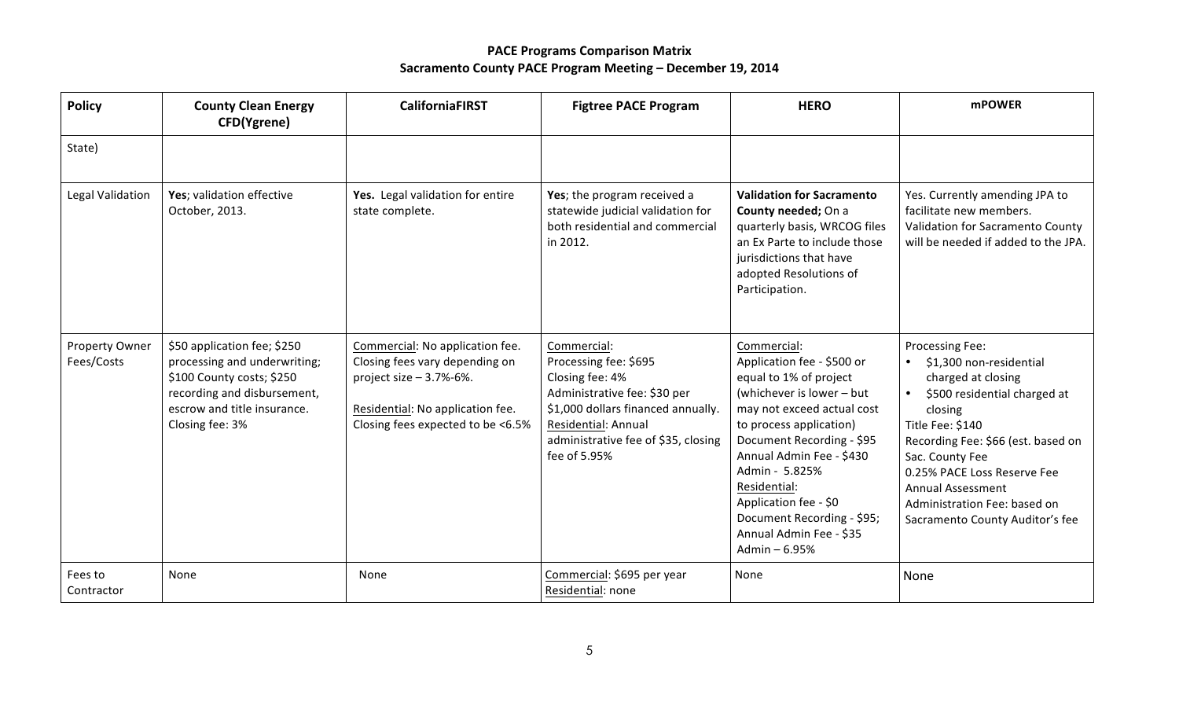**PACE Programs Comparison Matrix**
**Sacramento County PACE Program Meeting – December 19, 2014**

| Policy | County Clean Energy CFD(Ygrene) | CaliforniaFIRST | Figtree PACE Program | HERO | mPOWER |
|---|---|---|---|---|---|
| State) | | | | | |
| Legal Validation | **Yes**; validation effective October, 2013. | **Yes.** Legal validation for entire state complete. | **Yes**; the program received a statewide judicial validation for both residential and commercial in 2012. | **Validation for Sacramento County needed;** On a quarterly basis, WRCOG files an Ex Parte to include those jurisdictions that have adopted Resolutions of Participation. | Yes. Currently amending JPA to facilitate new members. Validation for Sacramento County will be needed if added to the JPA. |
| Property Owner Fees/Costs | $50 application fee; $250 processing and underwriting; $100 County costs; $250 recording and disbursement, escrow and title insurance. Closing fee: 3% | Commercial: No application fee. Closing fees vary depending on project size – 3.7%-6%. Residential: No application fee. Closing fees expected to be <6.5% | Commercial: Processing fee: $695 Closing fee: 4% Administrative fee: $30 per $1,000 dollars financed annually. Residential: Annual administrative fee of $35, closing fee of 5.95% | Commercial: Application fee - $500 or equal to 1% of project (whichever is lower – but may not exceed actual cost to process application) Document Recording - $95 Annual Admin Fee - $430 Admin - 5.825% Residential: Application fee - $0 Document Recording - $95; Annual Admin Fee - $35 Admin – 6.95% | Processing Fee: • $1,300 non-residential charged at closing • $500 residential charged at closing Title Fee: $140 Recording Fee: $66 (est. based on Sac. County Fee 0.25% PACE Loss Reserve Fee Annual Assessment Administration Fee: based on Sacramento County Auditor's fee |
| Fees to Contractor | None | None | Commercial: $695 per year Residential: none | None | None |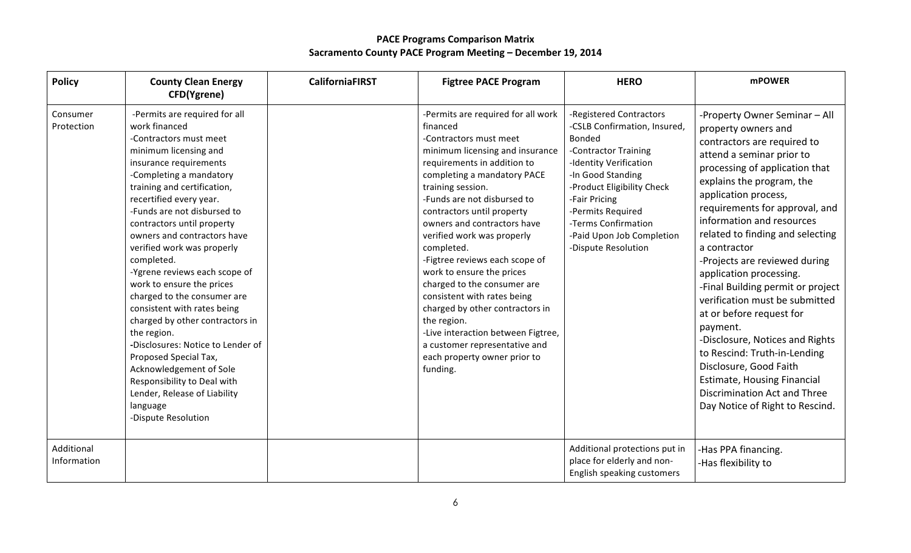**PACE Programs Comparison Matrix**
**Sacramento County PACE Program Meeting – December 19, 2014**

| Policy | County Clean Energy CFD(Ygrene) | CaliforniaFIRST | Figtree PACE Program | HERO | mPOWER |
|---|---|---|---|---|---|
| Consumer Protection | -Permits are required for all work financed<br>-Contractors must meet minimum licensing and insurance requirements<br>-Completing a mandatory training and certification, recertified every year.<br>-Funds are not disbursed to contractors until property owners and contractors have verified work was properly completed.<br>-Ygrene reviews each scope of work to ensure the prices charged to the consumer are consistent with rates being charged by other contractors in the region.<br>-Disclosures: Notice to Lender of Proposed Special Tax, Acknowledgement of Sole Responsibility to Deal with Lender, Release of Liability language<br>-Dispute Resolution | | -Permits are required for all work financed<br>-Contractors must meet minimum licensing and insurance requirements in addition to completing a mandatory PACE training session.<br>-Funds are not disbursed to contractors until property owners and contractors have verified work was properly completed.<br>-Figtree reviews each scope of work to ensure the prices charged to the consumer are consistent with rates being charged by other contractors in the region.<br>-Live interaction between Figtree, a customer representative and each property owner prior to funding. | -Registered Contractors<br>-CSLB Confirmation, Insured, Bonded<br>-Contractor Training<br>-Identity Verification<br>-In Good Standing<br>-Product Eligibility Check<br>-Fair Pricing<br>-Permits Required<br>-Terms Confirmation<br>-Paid Upon Job Completion<br>-Dispute Resolution | -Property Owner Seminar – All property owners and contractors are required to attend a seminar prior to processing of application that explains the program, the application process, requirements for approval, and information and resources related to finding and selecting a contractor<br>-Projects are reviewed during application processing.<br>-Final Building permit or project verification must be submitted at or before request for payment.<br>-Disclosure, Notices and Rights to Rescind: Truth-in-Lending Disclosure, Good Faith Estimate, Housing Financial Discrimination Act and Three Day Notice of Right to Rescind. |
| Additional Information | | | | Additional protections put in place for elderly and non-English speaking customers | -Has PPA financing.<br>-Has flexibility to |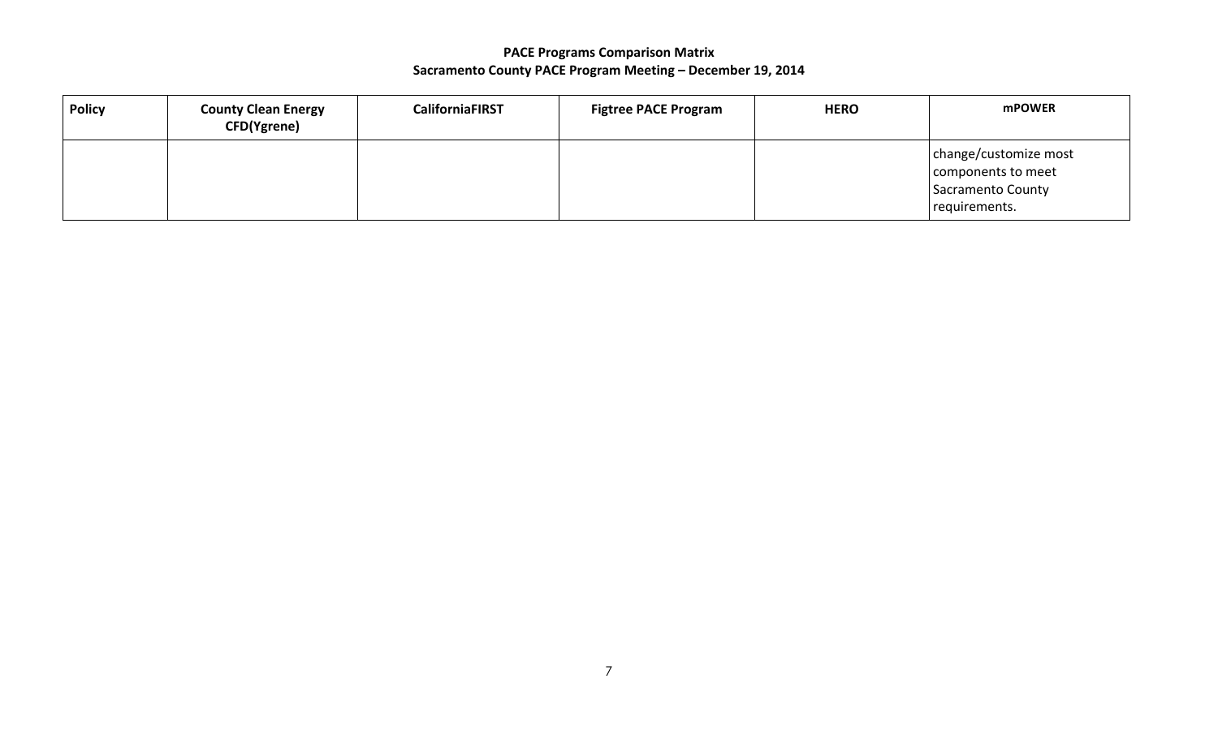**PACE Programs Comparison Matrix**
**Sacramento County PACE Program Meeting – December 19, 2014**

| Policy | County Clean Energy CFD(Ygrene) | CaliforniaFIRST | Figtree PACE Program | HERO | mPOWER |
|---|---|---|---|---|---|
| | | | | | change/customize most components to meet Sacramento County requirements. |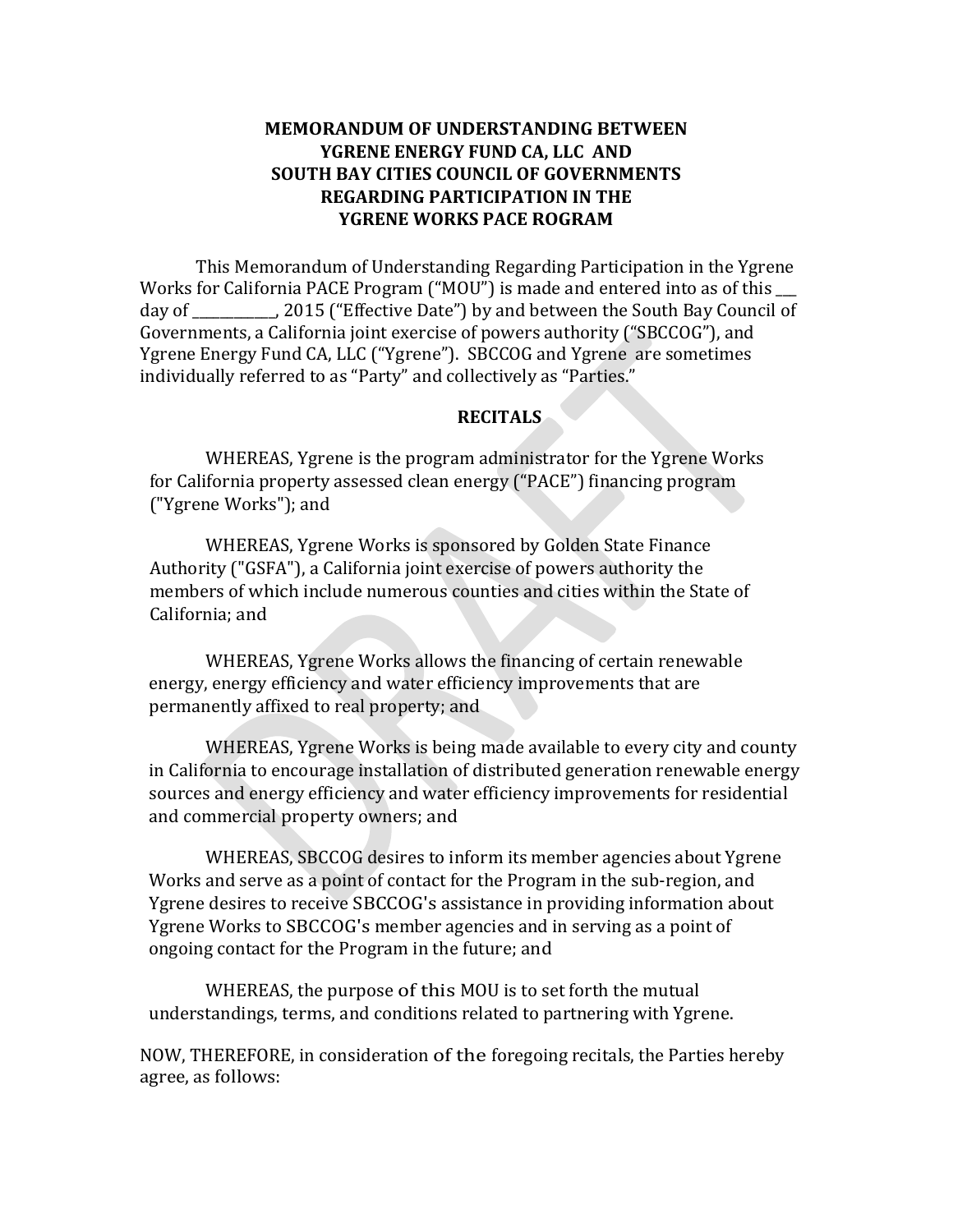**MEMORANDUM OF UNDERSTANDING BETWEEN YGRENE ENERGY FUND CA, LLC AND SOUTH BAY CITIES COUNCIL OF GOVERNMENTS REGARDING PARTICIPATION IN THE YGRENE WORKS PACE ROGRAM**

This Memorandum of Understanding Regarding Participation in the Ygrene Works for California PACE Program ("MOU") is made and entered into as of this ___ day of ___________, 2015 ("Effective Date") by and between the South Bay Council of Governments, a California joint exercise of powers authority ("SBCCOG"), and Ygrene Energy Fund CA, LLC ("Ygrene"). SBCCOG and Ygrene are sometimes individually referred to as "Party" and collectively as "Parties."

**RECITALS**

WHEREAS, Ygrene is the program administrator for the Ygrene Works for California property assessed clean energy ("PACE") financing program ("Ygrene Works"); and

WHEREAS, Ygrene Works is sponsored by Golden State Finance Authority ("GSFA"), a California joint exercise of powers authority the members of which include numerous counties and cities within the State of California; and

WHEREAS, Ygrene Works allows the financing of certain renewable energy, energy efficiency and water efficiency improvements that are permanently affixed to real property; and

WHEREAS, Ygrene Works is being made available to every city and county in California to encourage installation of distributed generation renewable energy sources and energy efficiency and water efficiency improvements for residential and commercial property owners; and

WHEREAS, SBCCOG desires to inform its member agencies about Ygrene Works and serve as a point of contact for the Program in the sub-region, and Ygrene desires to receive SBCCOG's assistance in providing information about Ygrene Works to SBCCOG's member agencies and in serving as a point of ongoing contact for the Program in the future; and

WHEREAS, the purpose of this MOU is to set forth the mutual understandings, terms, and conditions related to partnering with Ygrene.

NOW, THEREFORE, in consideration of the foregoing recitals, the Parties hereby agree, as follows: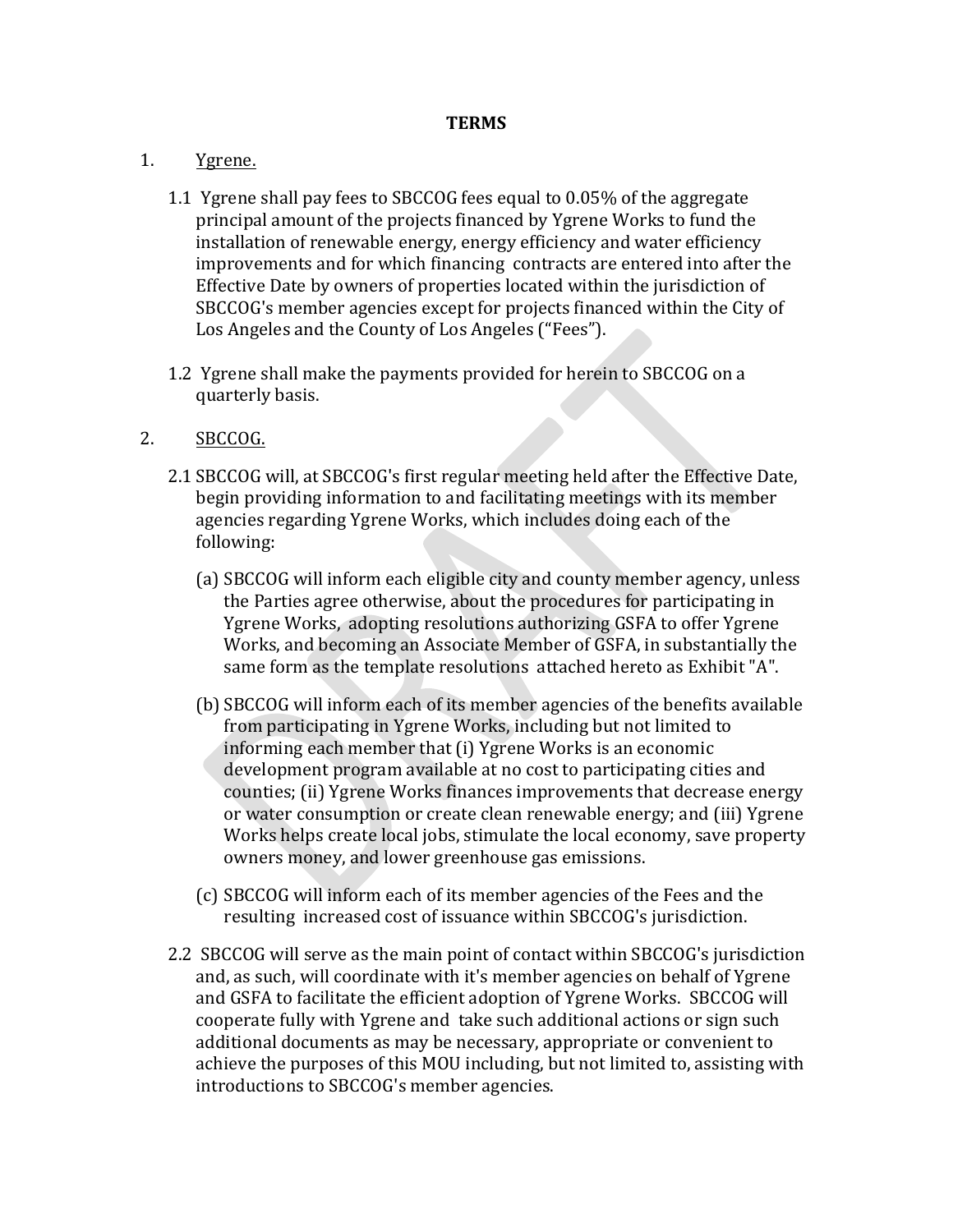**TERMS**

1. Ygrene.

   1.1 Ygrene shall pay fees to SBCCOG fees equal to 0.05% of the aggregate principal amount of the projects financed by Ygrene Works to fund the installation of renewable energy, energy efficiency and water efficiency improvements and for which financing contracts are entered into after the Effective Date by owners of properties located within the jurisdiction of SBCCOG's member agencies except for projects financed within the City of Los Angeles and the County of Los Angeles ("Fees").

   1.2 Ygrene shall make the payments provided for herein to SBCCOG on a quarterly basis.

2. SBCCOG.

   2.1 SBCCOG will, at SBCCOG's first regular meeting held after the Effective Date, begin providing information to and facilitating meetings with its member agencies regarding Ygrene Works, which includes doing each of the following:

   (a) SBCCOG will inform each eligible city and county member agency, unless the Parties agree otherwise, about the procedures for participating in Ygrene Works, adopting resolutions authorizing GSFA to offer Ygrene Works, and becoming an Associate Member of GSFA, in substantially the same form as the template resolutions attached hereto as Exhibit "A".

   (b) SBCCOG will inform each of its member agencies of the benefits available from participating in Ygrene Works, including but not limited to informing each member that (i) Ygrene Works is an economic development program available at no cost to participating cities and counties; (ii) Ygrene Works finances improvements that decrease energy or water consumption or create clean renewable energy; and (iii) Ygrene Works helps create local jobs, stimulate the local economy, save property owners money, and lower greenhouse gas emissions.

   (c) SBCCOG will inform each of its member agencies of the Fees and the resulting increased cost of issuance within SBCCOG's jurisdiction.

   2.2 SBCCOG will serve as the main point of contact within SBCCOG's jurisdiction and, as such, will coordinate with it's member agencies on behalf of Ygrene and GSFA to facilitate the efficient adoption of Ygrene Works. SBCCOG will cooperate fully with Ygrene and take such additional actions or sign such additional documents as may be necessary, appropriate or convenient to achieve the purposes of this MOU including, but not limited to, assisting with introductions to SBCCOG's member agencies.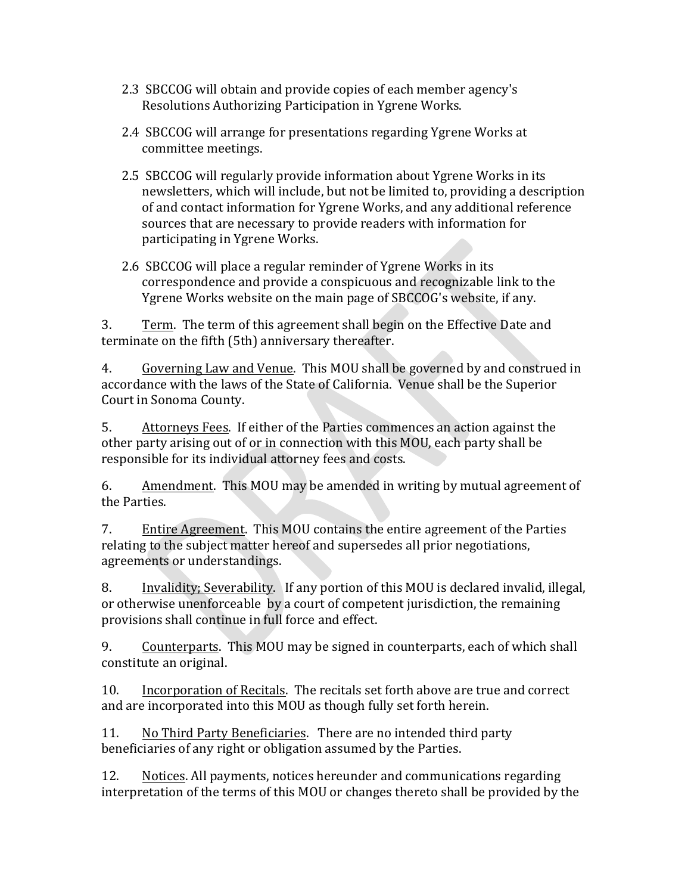2.3 SBCCOG will obtain and provide copies of each member agency's Resolutions Authorizing Participation in Ygrene Works.

2.4 SBCCOG will arrange for presentations regarding Ygrene Works at committee meetings.

2.5 SBCCOG will regularly provide information about Ygrene Works in its newsletters, which will include, but not be limited to, providing a description of and contact information for Ygrene Works, and any additional reference sources that are necessary to provide readers with information for participating in Ygrene Works.

2.6 SBCCOG will place a regular reminder of Ygrene Works in its correspondence and provide a conspicuous and recognizable link to the Ygrene Works website on the main page of SBCCOG's website, if any.

3. Term. The term of this agreement shall begin on the Effective Date and terminate on the fifth (5th) anniversary thereafter.

4. Governing Law and Venue. This MOU shall be governed by and construed in accordance with the laws of the State of California. Venue shall be the Superior Court in Sonoma County.

5. Attorneys Fees. If either of the Parties commences an action against the other party arising out of or in connection with this MOU, each party shall be responsible for its individual attorney fees and costs.

6. Amendment. This MOU may be amended in writing by mutual agreement of the Parties.

7. Entire Agreement. This MOU contains the entire agreement of the Parties relating to the subject matter hereof and supersedes all prior negotiations, agreements or understandings.

8. Invalidity; Severability. If any portion of this MOU is declared invalid, illegal, or otherwise unenforceable by a court of competent jurisdiction, the remaining provisions shall continue in full force and effect.

9. Counterparts. This MOU may be signed in counterparts, each of which shall constitute an original.

10. Incorporation of Recitals. The recitals set forth above are true and correct and are incorporated into this MOU as though fully set forth herein.

11. No Third Party Beneficiaries. There are no intended third party beneficiaries of any right or obligation assumed by the Parties.

12. Notices. All payments, notices hereunder and communications regarding interpretation of the terms of this MOU or changes thereto shall be provided by the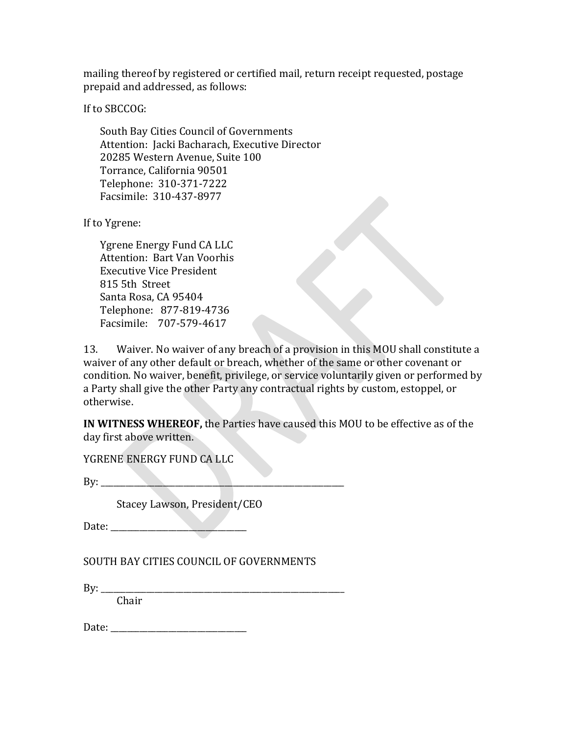mailing thereof by registered or certified mail, return receipt requested, postage prepaid and addressed, as follows:

If to SBCCOG:

South Bay Cities Council of Governments
Attention: Jacki Bacharach, Executive Director
20285 Western Avenue, Suite 100
Torrance, California 90501
Telephone: 310-371-7222
Facsimile: 310-437-8977

If to Ygrene:

Ygrene Energy Fund CA LLC
Attention: Bart Van Voorhis
Executive Vice President
815 5th Street
Santa Rosa, CA 95404
Telephone: 877-819-4736
Facsimile: 707-579-4617

13. Waiver. No waiver of any breach of a provision in this MOU shall constitute a waiver of any other default or breach, whether of the same or other covenant or condition. No waiver, benefit, privilege, or service voluntarily given or performed by a Party shall give the other Party any contractual rights by custom, estoppel, or otherwise.

**IN WITNESS WHEREOF,** the Parties have caused this MOU to be effective as of the day first above written.

YGRENE ENERGY FUND CA LLC

By: ___________________________________________

Stacey Lawson, President/CEO

Date: _______________________

SOUTH BAY CITIES COUNCIL OF GOVERNMENTS

By: ___________________________________________

Chair

Date: _______________________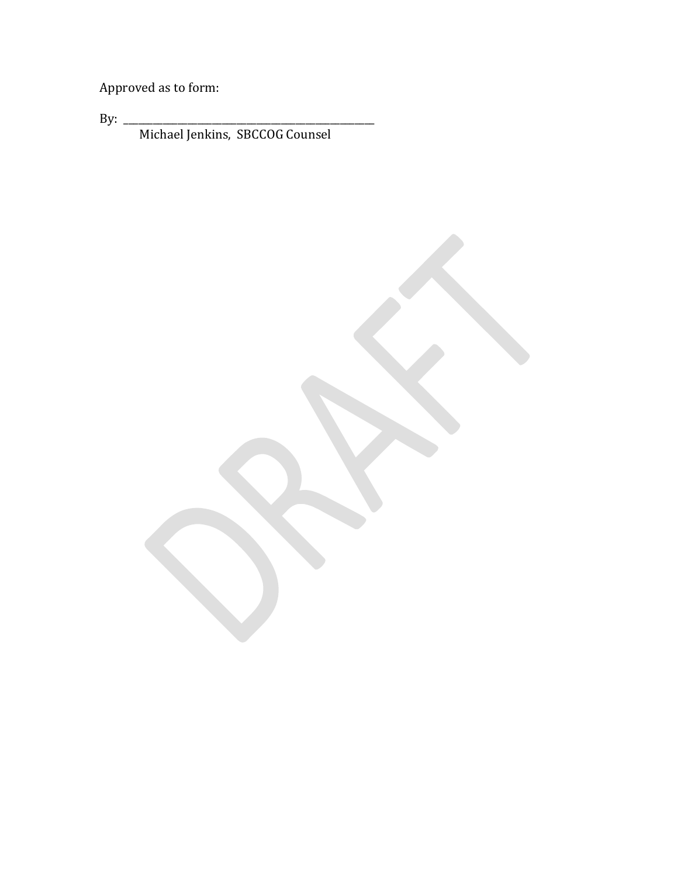Approved as to form:

By: ___________________________________________

Michael Jenkins, SBCCOG Counsel